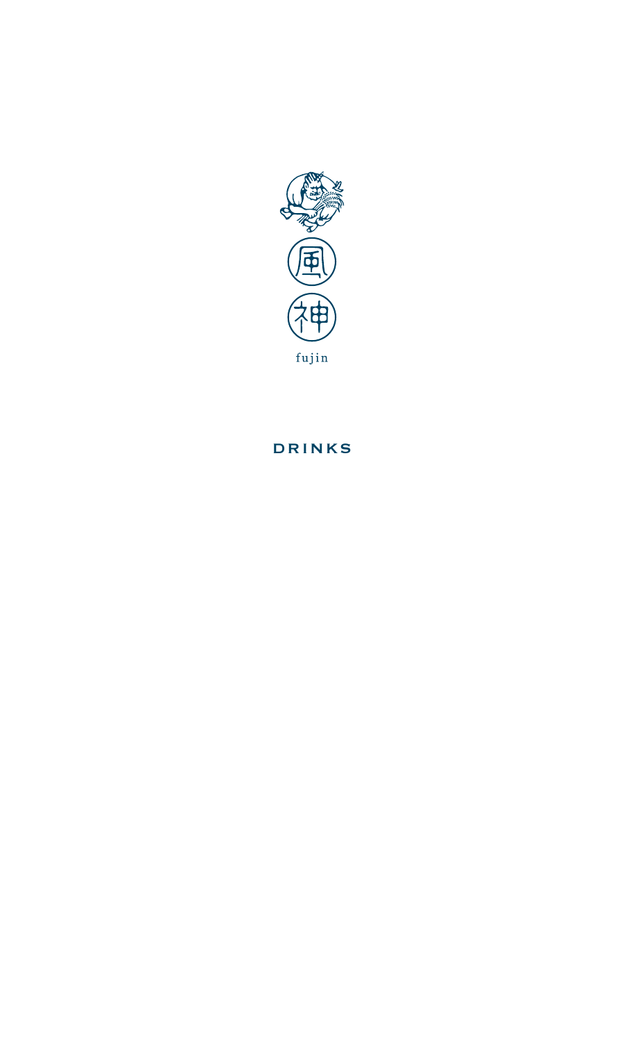風神

fujin

# DRINKS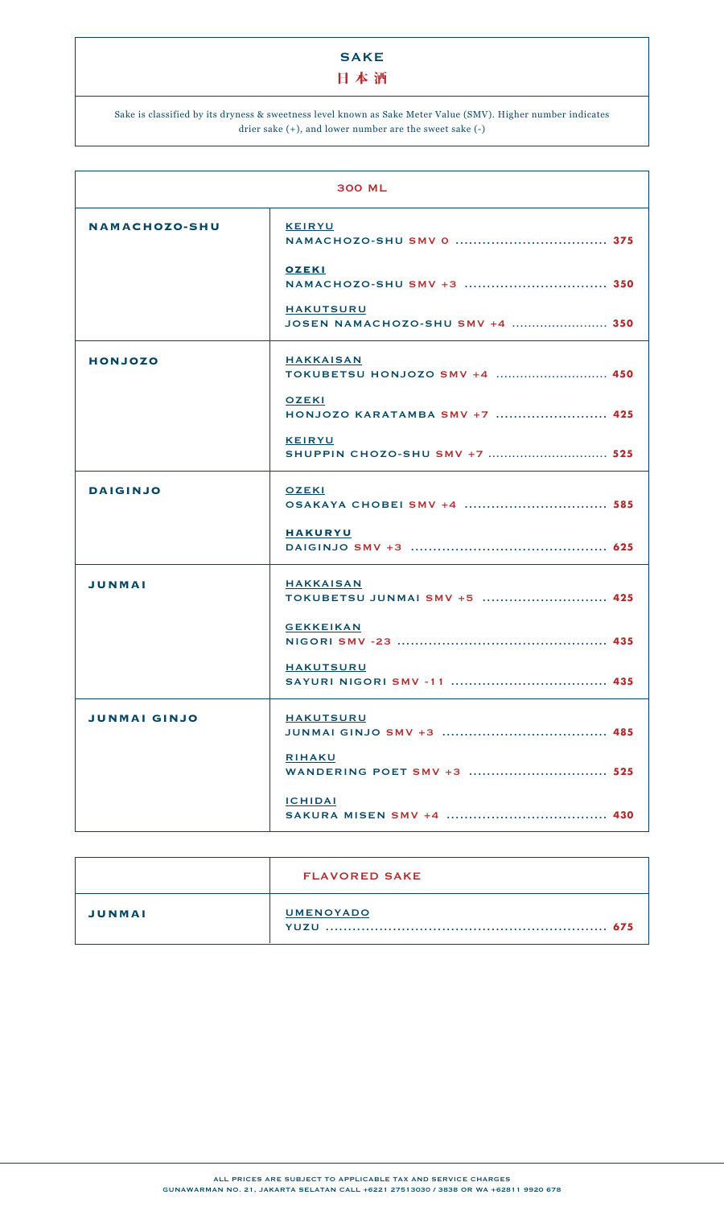# SAKE

# 日本酒

Sake is classified by its dryness & sweetness level known as Sake Meter Value (SMV). Higher number indicates drier sake (+), and lower number are the sweet sake (-)

| 300 ML | |
|---|---|
| **NAMACHOZO-SHU** | **KEIRYU**<br>NAMACHOZO-SHU SMV 0 ........ 375<br><br>**OZEKI**<br>NAMACHOZO-SHU SMV +3 ........ 350<br><br>**HAKUTSURU**<br>JOSEN NAMACHOZO-SHU SMV +4 ........ 350 |
| **HONJOZO** | **HAKKAISAN**<br>TOKUBETSU HONJOZO SMV +4 ........ 450<br><br>**OZEKI**<br>HONJOZO KARATAMBA SMV +7 ........ 425<br><br>**KEIRYU**<br>SHUPPIN CHOZO-SHU SMV +7 ........ 525 |
| **DAIGINJO** | **OZEKI**<br>OSAKAYA CHOBEI SMV +4 ........ 585<br><br>**HAKURYU**<br>DAIGINJO SMV +3 ........ 625 |
| **JUNMAI** | **HAKKAISAN**<br>TOKUBETSU JUNMAI SMV +5 ........ 425<br><br>**GEKKEIKAN**<br>NIGORI SMV -23 ........ 435<br><br>**HAKUTSURU**<br>SAYURI NIGORI SMV -11 ........ 435 |
| **JUNMAI GINJO** | **HAKUTSURU**<br>JUNMAI GINJO SMV +3 ........ 485<br><br>**RIHAKU**<br>WANDERING POET SMV +3 ........ 525<br><br>**ICHIDAI**<br>SAKURA MISEN SMV +4 ........ 430 |

| | FLAVORED SAKE |
|---|---|
| **JUNMAI** | **UMENOYADO**<br>YUZU ........ 675 |

ALL PRICES ARE SUBJECT TO APPLICABLE TAX AND SERVICE CHARGES
GUNAWARMAN NO. 21, JAKARTA SELATAN CALL +6221 27513030 / 3838 OR WA +62811 9920 678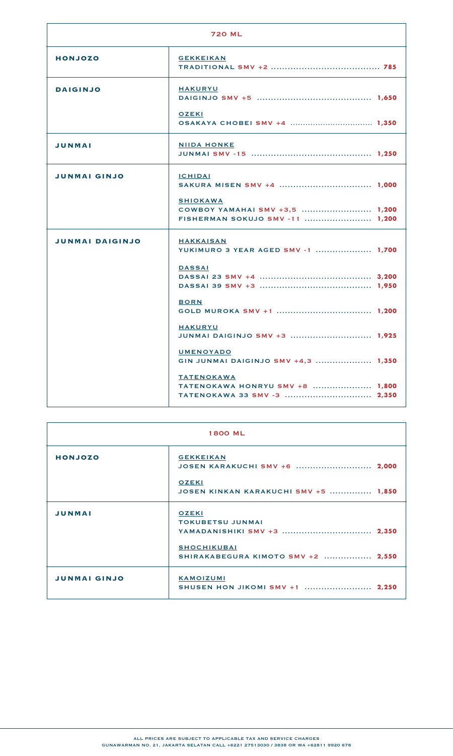| 720 ML | |
|---|---|
| **HONJOZO** | GEKKEIKAN<br>TRADITIONAL SMV +2 ....... 785 |
| **DAIGINJO** | HAKURYU<br>DAIGINJO SMV +5 ....... 1,650<br><br>OZEKI<br>OSAKAYA CHOBEI SMV +4 ....... 1,350 |
| **JUNMAI** | NIIDA HONKE<br>JUNMAI SMV -15 ....... 1,250 |
| **JUNMAI GINJO** | ICHIDAI<br>SAKURA MISEN SMV +4 ....... 1,000<br><br>SHIOKAWA<br>COWBOY YAMAHAI SMV +3,5 ....... 1,200<br>FISHERMAN SOKUJO SMV -11 ....... 1,200 |
| **JUNMAI DAIGINJO** | HAKKAISAN<br>YUKIMURO 3 YEAR AGED SMV -1 ....... 1,700<br><br>DASSAI<br>DASSAI 23 SMV +4 ....... 3,200<br>DASSAI 39 SMV +3 ....... 1,950<br><br>BORN<br>GOLD MUROKA SMV +1 ....... 1,200<br><br>HAKURYU<br>JUNMAI DAIGINJO SMV +3 ....... 1,925<br><br>UMENOYADO<br>GIN JUNMAI DAIGINJO SMV +4,3 ....... 1,350<br><br>TATENOKAWA<br>TATENOKAWA HONRYU SMV +8 ....... 1,800<br>TATENOKAWA 33 SMV -3 ....... 2,350 |

| 1800 ML | |
|---|---|
| **HONJOZO** | GEKKEIKAN<br>JOSEN KARAKUCHI SMV +6 ....... 2,000<br><br>OZEKI<br>JOSEN KINKAN KARAKUCHI SMV +5 ....... 1,850 |
| **JUNMAI** | OZEKI<br>TOKUBETSU JUNMAI<br>YAMADANISHIKI SMV +3 ....... 2,350<br><br>SHOCHIKUBAI<br>SHIRAKABEGURA KIMOTO SMV +2 ....... 2,550 |
| **JUNMAI GINJO** | KAMOIZUMI<br>SHUSEN HON JIKOMI SMV +1 ....... 2,250 |

ALL PRICES ARE SUBJECT TO APPLICABLE TAX AND SERVICE CHARGES
GUNAWARMAN NO. 21, JAKARTA SELATAN CALL +6221 27513030 / 3838 OR WA +62811 9920 678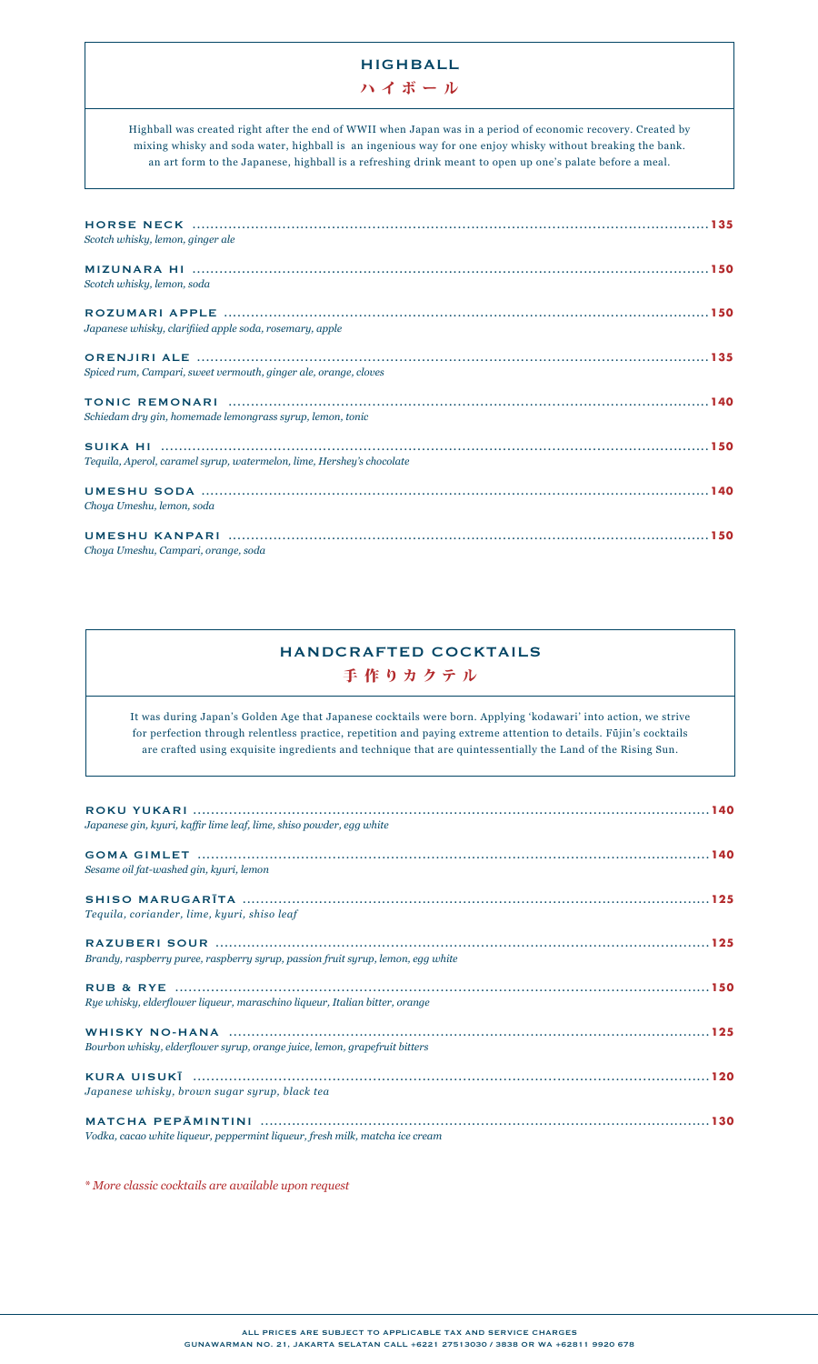## HIGHBALL

## ハイボール

Highball was created right after the end of WWII when Japan was in a period of economic recovery. Created by mixing whisky and soda water, highball is an ingenious way for one enjoy whisky without breaking the bank. an art form to the Japanese, highball is a refreshing drink meant to open up one's palate before a meal.

**HORSE NECK** .......... **135**
*Scotch whisky, lemon, ginger ale*

**MIZUNARA HI** .......... **150**
*Scotch whisky, lemon, soda*

**ROZUMARI APPLE** .......... **150**
*Japanese whisky, clarified apple soda, rosemary, apple*

**ORENJIRI ALE** .......... **135**
*Spiced rum, Campari, sweet vermouth, ginger ale, orange, cloves*

**TONIC REMONARI** .......... **140**
*Schiedam dry gin, homemade lemongrass syrup, lemon, tonic*

**SUIKA HI** .......... **150**
*Tequila, Aperol, caramel syrup, watermelon, lime, Hershey's chocolate*

**UMESHU SODA** .......... **140**
*Choya Umeshu, lemon, soda*

**UMESHU KANPARI** .......... **150**
*Choya Umeshu, Campari, orange, soda*

## HANDCRAFTED COCKTAILS

## 手作りカクテル

It was during Japan's Golden Age that Japanese cocktails were born. Applying 'kodawari' into action, we strive for perfection through relentless practice, repetition and paying extreme attention to details. Fūjin's cocktails are crafted using exquisite ingredients and technique that are quintessentially the Land of the Rising Sun.

**ROKU YUKARI** .......... **140**
*Japanese gin, kyuri, kaffir lime leaf, lime, shiso powder, egg white*

**GOMA GIMLET** .......... **140**
*Sesame oil fat-washed gin, kyuri, lemon*

**SHISO MARUGARĪTA** .......... **125**
*Tequila, coriander, lime, kyuri, shiso leaf*

**RAZUBERI SOUR** .......... **125**
*Brandy, raspberry puree, raspberry syrup, passion fruit syrup, lemon, egg white*

**RUB & RYE** .......... **150**
*Rye whisky, elderflower liqueur, maraschino liqueur, Italian bitter, orange*

**WHISKY NO-HANA** .......... **125**
*Bourbon whisky, elderflower syrup, orange juice, lemon, grapefruit bitters*

**KURA UISUKĪ** .......... **120**
*Japanese whisky, brown sugar syrup, black tea*

**MATCHA PEPĀMINTINI** .......... **130**
*Vodka, cacao white liqueur, peppermint liqueur, fresh milk, matcha ice cream*

*\* More classic cocktails are available upon request*

ALL PRICES ARE SUBJECT TO APPLICABLE TAX AND SERVICE CHARGES
GUNAWARMAN NO. 21, JAKARTA SELATAN CALL +6221 27513030 / 3838 OR WA +62811 9920 678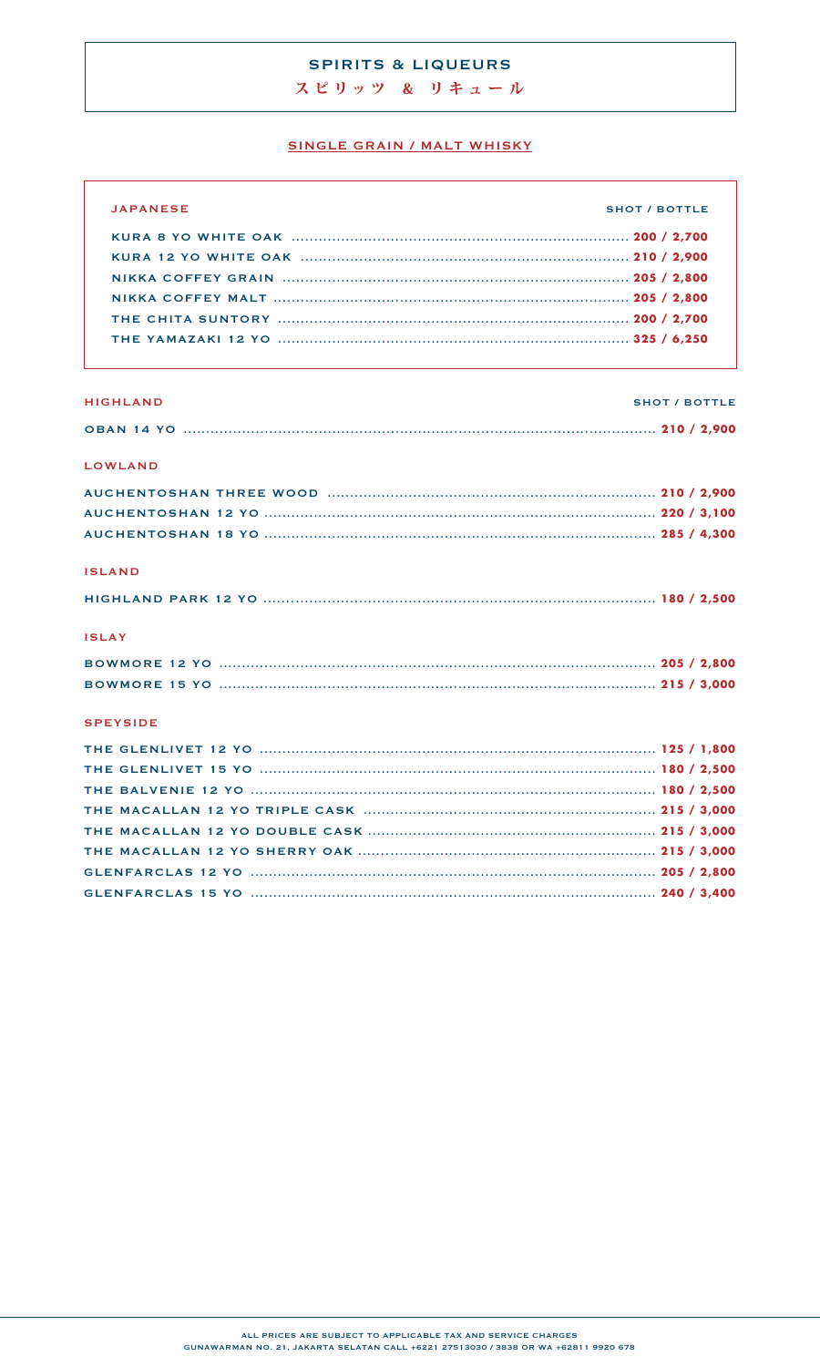# SPIRITS & LIQUEURS

## スピリッツ & リキュール

### SINGLE GRAIN / MALT WHISKY

| JAPANESE | SHOT / BOTTLE |
| --- | --- |
| KURA 8 YO WHITE OAK | 200 / 2,700 |
| KURA 12 YO WHITE OAK | 210 / 2,900 |
| NIKKA COFFEY GRAIN | 205 / 2,800 |
| NIKKA COFFEY MALT | 205 / 2,800 |
| THE CHITA SUNTORY | 200 / 2,700 |
| THE YAMAZAKI 12 YO | 325 / 6,250 |

| HIGHLAND | SHOT / BOTTLE |
| --- | --- |
| OBAN 14 YO | 210 / 2,900 |

#### LOWLAND

| | |
| --- | --- |
| AUCHENTOSHAN THREE WOOD | 210 / 2,900 |
| AUCHENTOSHAN 12 YO | 220 / 3,100 |
| AUCHENTOSHAN 18 YO | 285 / 4,300 |

#### ISLAND

| | |
| --- | --- |
| HIGHLAND PARK 12 YO | 180 / 2,500 |

#### ISLAY

| | |
| --- | --- |
| BOWMORE 12 YO | 205 / 2,800 |
| BOWMORE 15 YO | 215 / 3,000 |

#### SPEYSIDE

| | |
| --- | --- |
| THE GLENLIVET 12 YO | 125 / 1,800 |
| THE GLENLIVET 15 YO | 180 / 2,500 |
| THE BALVENIE 12 YO | 180 / 2,500 |
| THE MACALLAN 12 YO TRIPLE CASK | 215 / 3,000 |
| THE MACALLAN 12 YO DOUBLE CASK | 215 / 3,000 |
| THE MACALLAN 12 YO SHERRY OAK | 215 / 3,000 |
| GLENFARCLAS 12 YO | 205 / 2,800 |
| GLENFARCLAS 15 YO | 240 / 3,400 |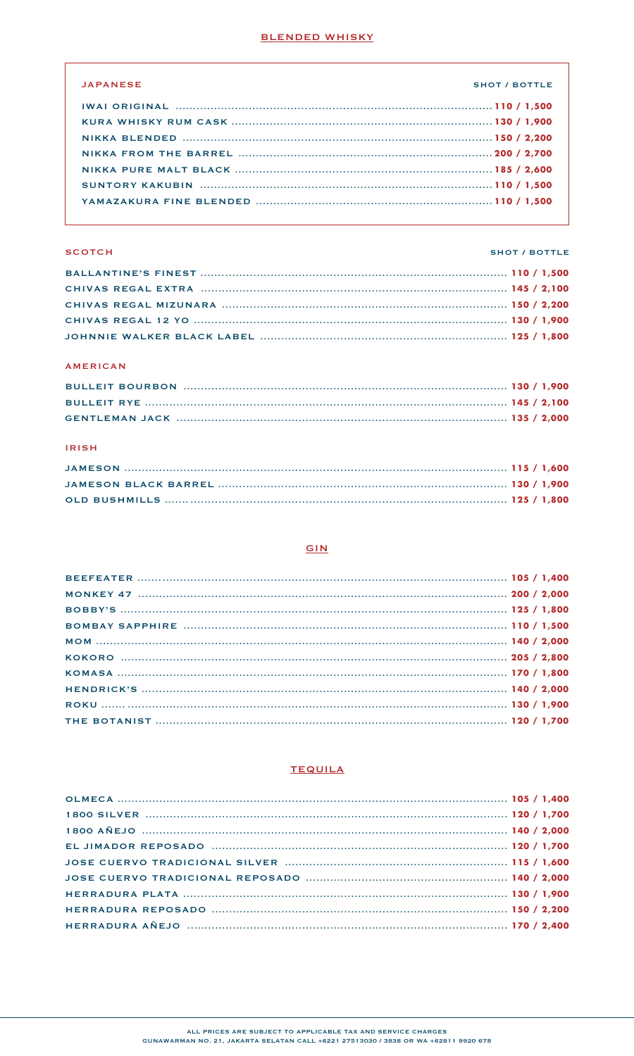## BLENDED WHISKY

### JAPANESE

| JAPANESE | SHOT / BOTTLE |
|---|---|
| IWAI ORIGINAL | 110 / 1,500 |
| KURA WHISKY RUM CASK | 130 / 1,900 |
| NIKKA BLENDED | 150 / 2,200 |
| NIKKA FROM THE BARREL | 200 / 2,700 |
| NIKKA PURE MALT BLACK | 185 / 2,600 |
| SUNTORY KAKUBIN | 110 / 1,500 |
| YAMAZAKURA FINE BLENDED | 110 / 1,500 |

### SCOTCH

| SCOTCH | SHOT / BOTTLE |
|---|---|
| BALLANTINE'S FINEST | 110 / 1,500 |
| CHIVAS REGAL EXTRA | 145 / 2,100 |
| CHIVAS REGAL MIZUNARA | 150 / 2,200 |
| CHIVAS REGAL 12 YO | 130 / 1,900 |
| JOHNNIE WALKER BLACK LABEL | 125 / 1,800 |

### AMERICAN

| | |
|---|---|
| BULLEIT BOURBON | 130 / 1,900 |
| BULLEIT RYE | 145 / 2,100 |
| GENTLEMAN JACK | 135 / 2,000 |

### IRISH

| | |
|---|---|
| JAMESON | 115 / 1,600 |
| JAMESON BLACK BARREL | 130 / 1,900 |
| OLD BUSHMILLS | 125 / 1,800 |

## GIN

| | |
|---|---|
| BEEFEATER | 105 / 1,400 |
| MONKEY 47 | 200 / 2,000 |
| BOBBY'S | 125 / 1,800 |
| BOMBAY SAPPHIRE | 110 / 1,500 |
| MOM | 140 / 2,000 |
| KOKORO | 205 / 2,800 |
| KOMASA | 170 / 1,800 |
| HENDRICK'S | 140 / 2,000 |
| ROKU | 130 / 1,900 |
| THE BOTANIST | 120 / 1,700 |

## TEQUILA

| | |
|---|---|
| OLMECA | 105 / 1,400 |
| 1800 SILVER | 120 / 1,700 |
| 1800 AÑEJO | 140 / 2,000 |
| EL JIMADOR REPOSADO | 120 / 1,700 |
| JOSE CUERVO TRADICIONAL SILVER | 115 / 1,600 |
| JOSE CUERVO TRADICIONAL REPOSADO | 140 / 2,000 |
| HERRADURA PLATA | 130 / 1,900 |
| HERRADURA REPOSADO | 150 / 2,200 |
| HERRADURA AÑEJO | 170 / 2,400 |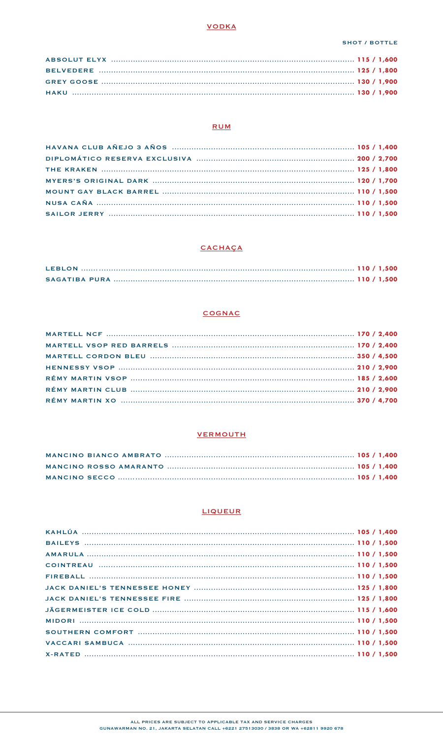## VODKA

| | SHOT / BOTTLE |
|---|---|
| ABSOLUT ELYX | 115 / 1,600 |
| BELVEDERE | 125 / 1,800 |
| GREY GOOSE | 130 / 1,900 |
| HAKU | 130 / 1,900 |

## RUM

| | |
|---|---|
| HAVANA CLUB AÑEJO 3 AÑOS | 105 / 1,400 |
| DIPLOMÁTICO RESERVA EXCLUSIVA | 200 / 2,700 |
| THE KRAKEN | 125 / 1,800 |
| MYERS'S ORIGINAL DARK | 120 / 1,700 |
| MOUNT GAY BLACK BARREL | 110 / 1,500 |
| NUSA CAÑA | 110 / 1,500 |
| SAILOR JERRY | 110 / 1,500 |

## CACHAÇA

| | |
|---|---|
| LEBLON | 110 / 1,500 |
| SAGATIBA PURA | 110 / 1,500 |

## COGNAC

| | |
|---|---|
| MARTELL NCF | 170 / 2,400 |
| MARTELL VSOP RED BARRELS | 170 / 2,400 |
| MARTELL CORDON BLEU | 350 / 4,500 |
| HENNESSY VSOP | 210 / 2,900 |
| RÉMY MARTIN VSOP | 185 / 2,600 |
| RÉMY MARTIN CLUB | 210 / 2,900 |
| RÉMY MARTIN XO | 370 / 4,700 |

## VERMOUTH

| | |
|---|---|
| MANCINO BIANCO AMBRATO | 105 / 1,400 |
| MANCINO ROSSO AMARANTO | 105 / 1,400 |
| MANCINO SECCO | 105 / 1,400 |

## LIQUEUR

| | |
|---|---|
| KAHLÚA | 105 / 1,400 |
| BAILEYS | 110 / 1,500 |
| AMARULA | 110 / 1,500 |
| COINTREAU | 110 / 1,500 |
| FIREBALL | 110 / 1,500 |
| JACK DANIEL'S TENNESSEE HONEY | 125 / 1,800 |
| JACK DANIEL'S TENNESSEE FIRE | 125 / 1,800 |
| JÄGERMEISTER ICE COLD | 115 / 1,600 |
| MIDORI | 110 / 1,500 |
| SOUTHERN COMFORT | 110 / 1,500 |
| VACCARI SAMBUCA | 110 / 1,500 |
| X-RATED | 110 / 1,500 |

ALL PRICES ARE SUBJECT TO APPLICABLE TAX AND SERVICE CHARGES
GUNAWARMAN NO. 21, JAKARTA SELATAN CALL +6221 27513030 / 3838 OR WA +62811 9920 678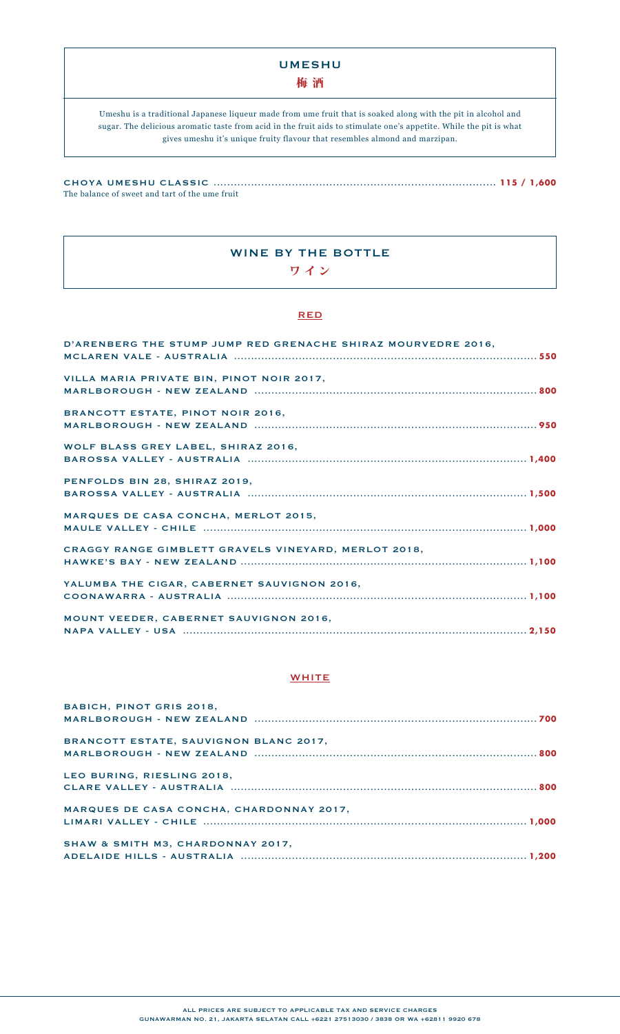## UMESHU

## 梅酒

Umeshu is a traditional Japanese liqueur made from ume fruit that is soaked along with the pit in alcohol and sugar. The delicious aromatic taste from acid in the fruit aids to stimulate one's appetite. While the pit is what gives umeshu it's unique fruity flavour that resembles almond and marzipan.

**CHOYA UMESHU CLASSIC** ........................................ **115 / 1,600**
The balance of sweet and tart of the ume fruit

## WINE BY THE BOTTLE

## ワイン

### RED

**D'ARENBERG THE STUMP JUMP RED GRENACHE SHIRAZ MOURVEDRE 2016,**
**MCLAREN VALE - AUSTRALIA** ........................................ **550**

**VILLA MARIA PRIVATE BIN, PINOT NOIR 2017,**
**MARLBOROUGH - NEW ZEALAND** ........................................ **800**

**BRANCOTT ESTATE, PINOT NOIR 2016,**
**MARLBOROUGH - NEW ZEALAND** ........................................ **950**

**WOLF BLASS GREY LABEL, SHIRAZ 2016,**
**BAROSSA VALLEY - AUSTRALIA** ........................................ **1,400**

**PENFOLDS BIN 28, SHIRAZ 2019,**
**BAROSSA VALLEY - AUSTRALIA** ........................................ **1,500**

**MARQUES DE CASA CONCHA, MERLOT 2015,**
**MAULE VALLEY - CHILE** ........................................ **1,000**

**CRAGGY RANGE GIMBLETT GRAVELS VINEYARD, MERLOT 2018,**
**HAWKE'S BAY - NEW ZEALAND** ........................................ **1,100**

**YALUMBA THE CIGAR, CABERNET SAUVIGNON 2016,**
**COONAWARRA - AUSTRALIA** ........................................ **1,100**

**MOUNT VEEDER, CABERNET SAUVIGNON 2016,**
**NAPA VALLEY - USA** ........................................ **2,150**

### WHITE

**BABICH, PINOT GRIS 2018,**
**MARLBOROUGH - NEW ZEALAND** ........................................ **700**

**BRANCOTT ESTATE, SAUVIGNON BLANC 2017,**
**MARLBOROUGH - NEW ZEALAND** ........................................ **800**

**LEO BURING, RIESLING 2018,**
**CLARE VALLEY - AUSTRALIA** ........................................ **800**

**MARQUES DE CASA CONCHA, CHARDONNAY 2017,**
**LIMARI VALLEY - CHILE** ........................................ **1,000**

**SHAW & SMITH M3, CHARDONNAY 2017,**
**ADELAIDE HILLS - AUSTRALIA** ........................................ **1,200**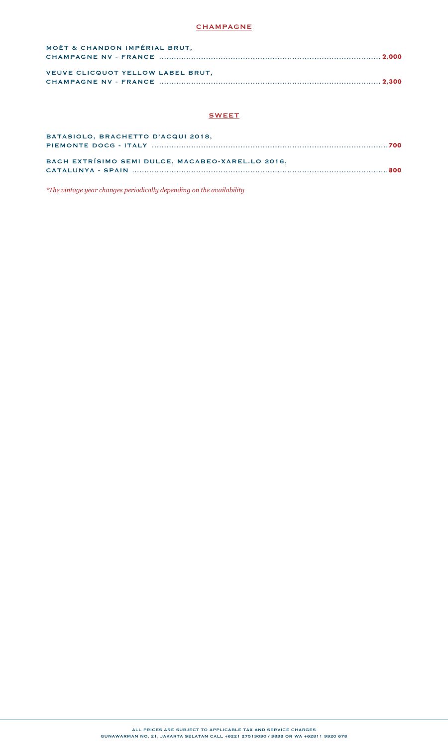## CHAMPAGNE

MOËT & CHANDON IMPÉRIAL BRUT,
CHAMPAGNE NV - FRANCE .......... **2,000**

VEUVE CLICQUOT YELLOW LABEL BRUT,
CHAMPAGNE NV - FRANCE .......... **2,300**

## SWEET

BATASIOLO, BRACHETTO D'ACQUI 2018,
PIEMONTE DOCG - ITALY .......... **700**

BACH EXTRÍSIMO SEMI DULCE, MACABEO-XAREL.LO 2016,
CATALUNYA - SPAIN .......... **800**

*\*The vintage year changes periodically depending on the availability*

ALL PRICES ARE SUBJECT TO APPLICABLE TAX AND SERVICE CHARGES
GUNAWARMAN NO. 21, JAKARTA SELATAN CALL +6221 27513030 / 3838 OR WA +62811 9920 678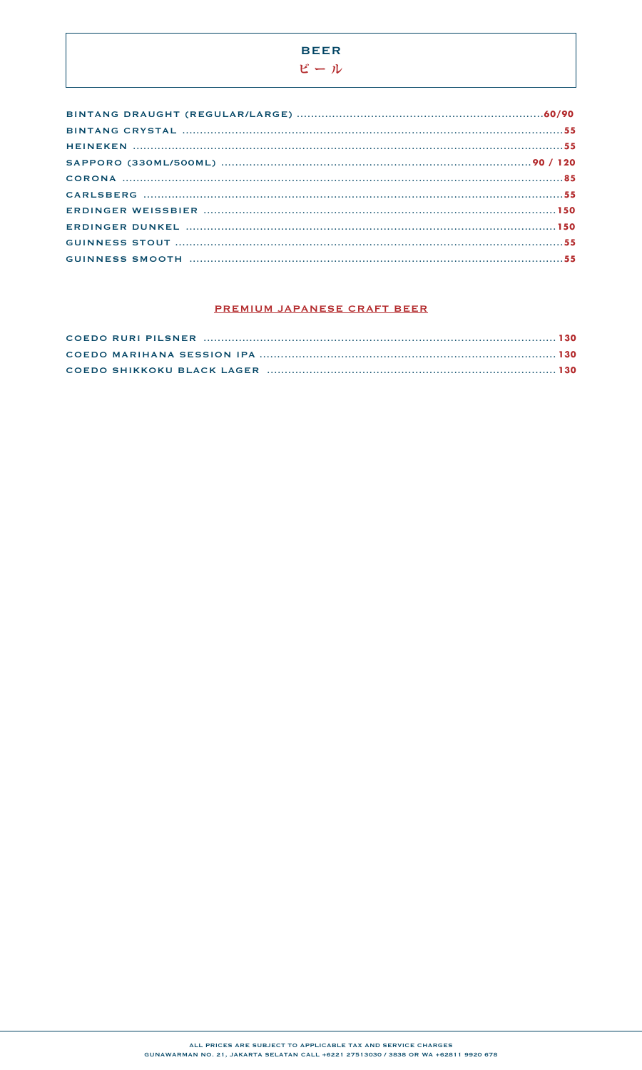# BEER
## ビール

| | |
|---|---|
| BINTANG DRAUGHT (REGULAR/LARGE) | 60/90 |
| BINTANG CRYSTAL | 55 |
| HEINEKEN | 55 |
| SAPPORO (330ML/500ML) | 90 / 120 |
| CORONA | 85 |
| CARLSBERG | 55 |
| ERDINGER WEISSBIER | 150 |
| ERDINGER DUNKEL | 150 |
| GUINNESS STOUT | 55 |
| GUINNESS SMOOTH | 55 |

### PREMIUM JAPANESE CRAFT BEER

| | |
|---|---|
| COEDO RURI PILSNER | 130 |
| COEDO MARIHANA SESSION IPA | 130 |
| COEDO SHIKKOKU BLACK LAGER | 130 |

ALL PRICES ARE SUBJECT TO APPLICABLE TAX AND SERVICE CHARGES
GUNAWARMAN NO. 21, JAKARTA SELATAN CALL +6221 27513030 / 3838 OR WA +62811 9920 678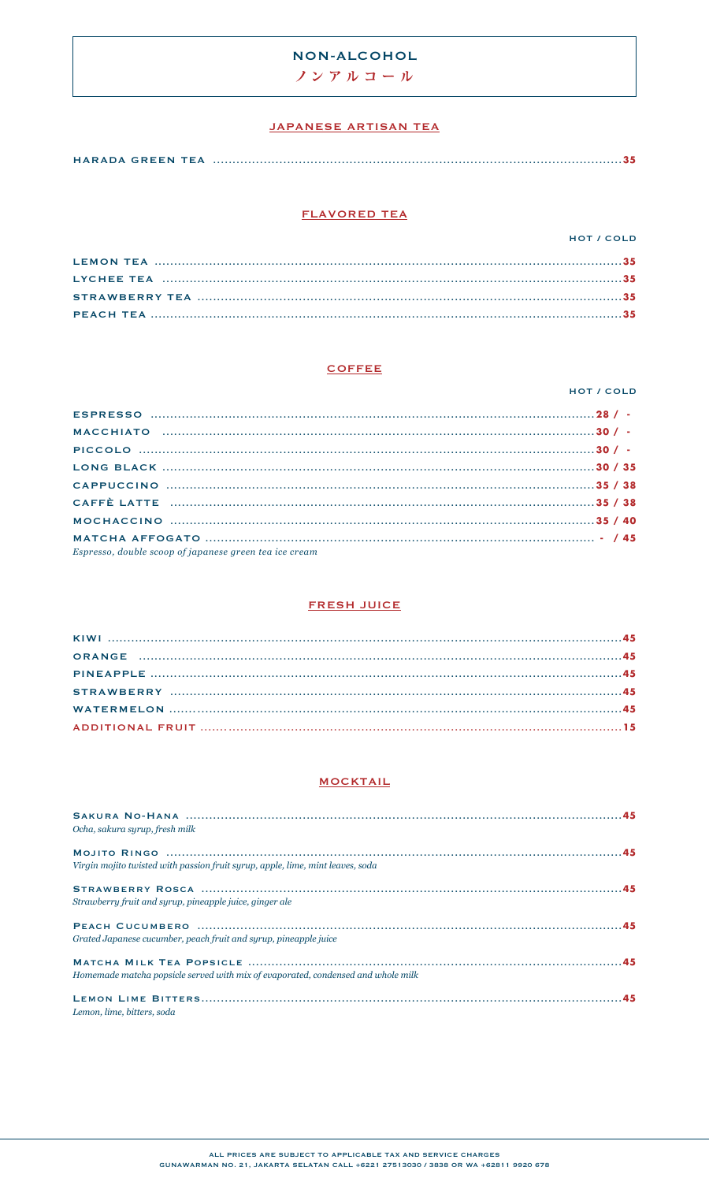# NON-ALCOHOL
# ノンアルコール

## JAPANESE ARTISAN TEA

| | |
|---|---|
| HARADA GREEN TEA | 35 |

## FLAVORED TEA

| | HOT / COLD |
|---|---|
| LEMON TEA | 35 |
| LYCHEE TEA | 35 |
| STRAWBERRY TEA | 35 |
| PEACH TEA | 35 |

## COFFEE

| | HOT / COLD |
|---|---|
| ESPRESSO | 28 / - |
| MACCHIATO | 30 / - |
| PICCOLO | 30 / - |
| LONG BLACK | 30 / 35 |
| CAPPUCCINO | 35 / 38 |
| CAFFÈ LATTE | 35 / 38 |
| MOCHACCINO | 35 / 40 |
| MATCHA AFFOGATO<br>*Espresso, double scoop of japanese green tea ice cream* | - / 45 |

## FRESH JUICE

| | |
|---|---|
| KIWI | 45 |
| ORANGE | 45 |
| PINEAPPLE | 45 |
| STRAWBERRY | 45 |
| WATERMELON | 45 |
| ADDITIONAL FRUIT | 15 |

## MOCKTAIL

| | |
|---|---|
| SAKURA NO-HANA<br>*Ocha, sakura syrup, fresh milk* | 45 |
| MOJITO RINGO<br>*Virgin mojito twisted with passion fruit syrup, apple, lime, mint leaves, soda* | 45 |
| STRAWBERRY ROSCA<br>*Strawberry fruit and syrup, pineapple juice, ginger ale* | 45 |
| PEACH CUCUMBERO<br>*Grated Japanese cucumber, peach fruit and syrup, pineapple juice* | 45 |
| MATCHA MILK TEA POPSICLE<br>*Homemade matcha popsicle served with mix of evaporated, condensed and whole milk* | 45 |
| LEMON LIME BITTERS<br>*Lemon, lime, bitters, soda* | 45 |

ALL PRICES ARE SUBJECT TO APPLICABLE TAX AND SERVICE CHARGES
GUNAWARMAN NO. 21, JAKARTA SELATAN CALL +6221 27513030 / 3838 OR WA +62811 9920 678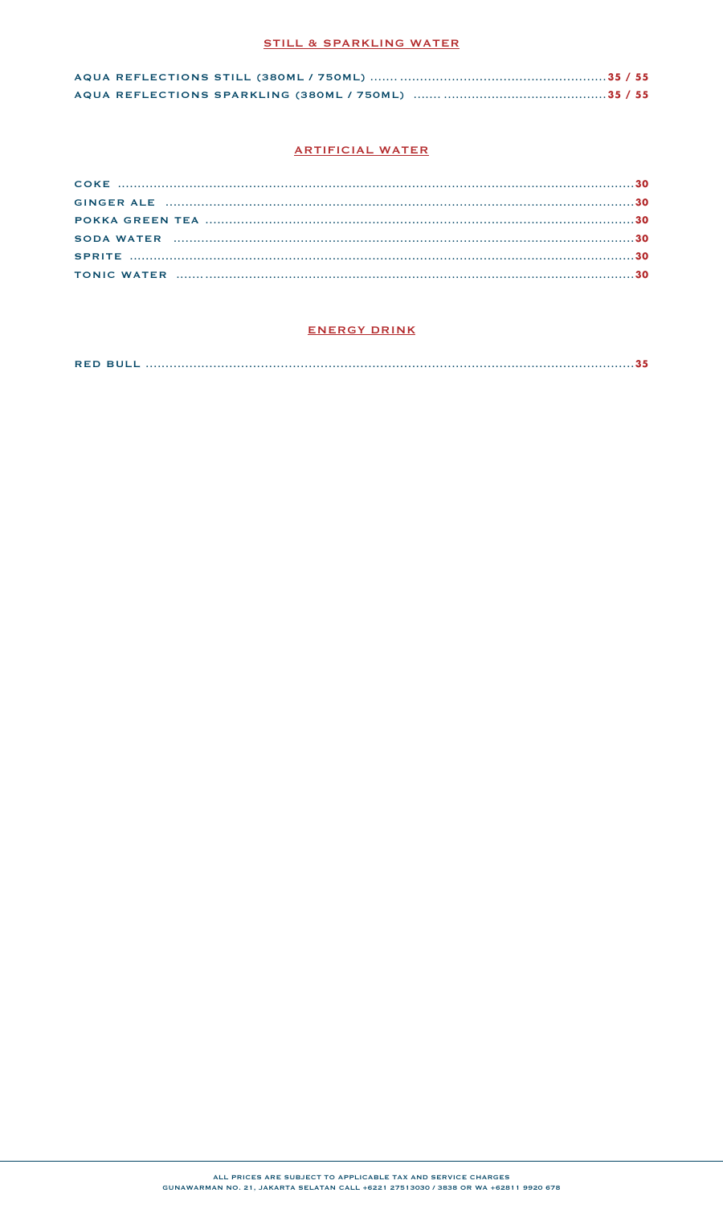## STILL & SPARKLING WATER

| | |
|---|---|
| AQUA REFLECTIONS STILL (380ML / 750ML) | 35 / 55 |
| AQUA REFLECTIONS SPARKLING (380ML / 750ML) | 35 / 55 |

## ARTIFICIAL WATER

| | |
|---|---|
| COKE | 30 |
| GINGER ALE | 30 |
| POKKA GREEN TEA | 30 |
| SODA WATER | 30 |
| SPRITE | 30 |
| TONIC WATER | 30 |

## ENERGY DRINK

| | |
|---|---|
| RED BULL | 35 |

ALL PRICES ARE SUBJECT TO APPLICABLE TAX AND SERVICE CHARGES
GUNAWARMAN NO. 21, JAKARTA SELATAN CALL +6221 27513030 / 3838 OR WA +62811 9920 678